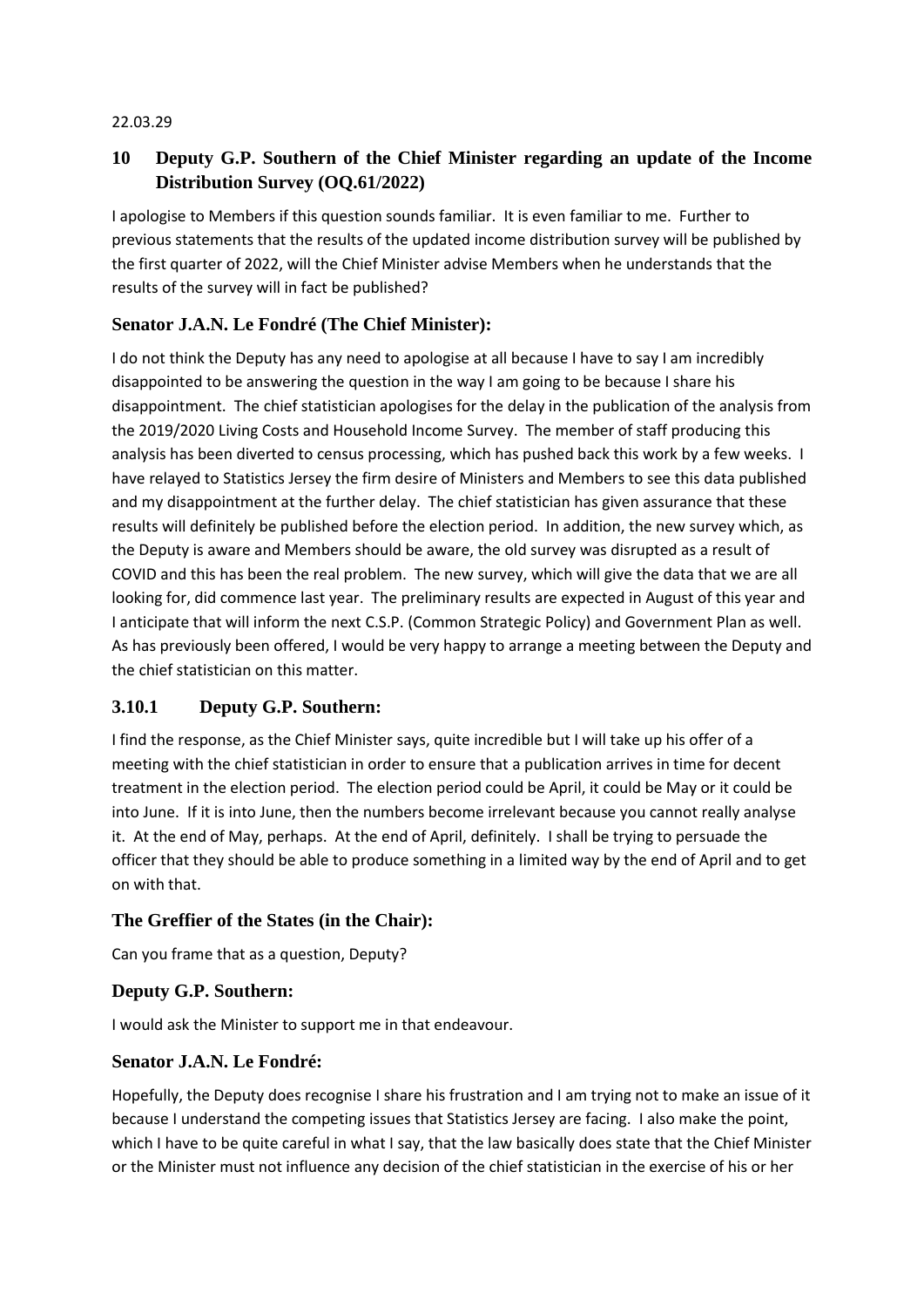22.03.29

## 10 Deputy G.P. Southern of the Chief Minister regarding an update of the Income Distribution Survey (OQ.61/2022)

I apologise to Members if this question sounds familiar. It is even familiar to me. Further to previous statements that the results of the updated income distribution survey will be published by the first quarter of 2022, will the Chief Minister advise Members when he understands that the results of the survey will in fact be published?

### Senator J.A.N. Le Fondré (The Chief Minister):

I do not think the Deputy has any need to apologise at all because I have to say I am incredibly disappointed to be answering the question in the way I am going to be because I share his disappointment. The chief statistician apologises for the delay in the publication of the analysis from the 2019/2020 Living Costs and Household Income Survey. The member of staff producing this analysis has been diverted to census processing, which has pushed back this work by a few weeks. I have relayed to Statistics Jersey the firm desire of Ministers and Members to see this data published and my disappointment at the further delay. The chief statistician has given assurance that these results will definitely be published before the election period. In addition, the new survey which, as the Deputy is aware and Members should be aware, the old survey was disrupted as a result of COVID and this has been the real problem. The new survey, which will give the data that we are all looking for, did commence last year. The preliminary results are expected in August of this year and I anticipate that will inform the next C.S.P. (Common Strategic Policy) and Government Plan as well. As has previously been offered, I would be very happy to arrange a meeting between the Deputy and the chief statistician on this matter.

### 3.10.1 Deputy G.P. Southern:

I find the response, as the Chief Minister says, quite incredible but I will take up his offer of a meeting with the chief statistician in order to ensure that a publication arrives in time for decent treatment in the election period. The election period could be April, it could be May or it could be into June. If it is into June, then the numbers become irrelevant because you cannot really analyse it. At the end of May, perhaps. At the end of April, definitely. I shall be trying to persuade the officer that they should be able to produce something in a limited way by the end of April and to get on with that.

### The Greffier of the States (in the Chair):

Can you frame that as a question, Deputy?

### Deputy G.P. Southern:

I would ask the Minister to support me in that endeavour.

### Senator J.A.N. Le Fondré:

Hopefully, the Deputy does recognise I share his frustration and I am trying not to make an issue of it because I understand the competing issues that Statistics Jersey are facing. I also make the point, which I have to be quite careful in what I say, that the law basically does state that the Chief Minister or the Minister must not influence any decision of the chief statistician in the exercise of his or her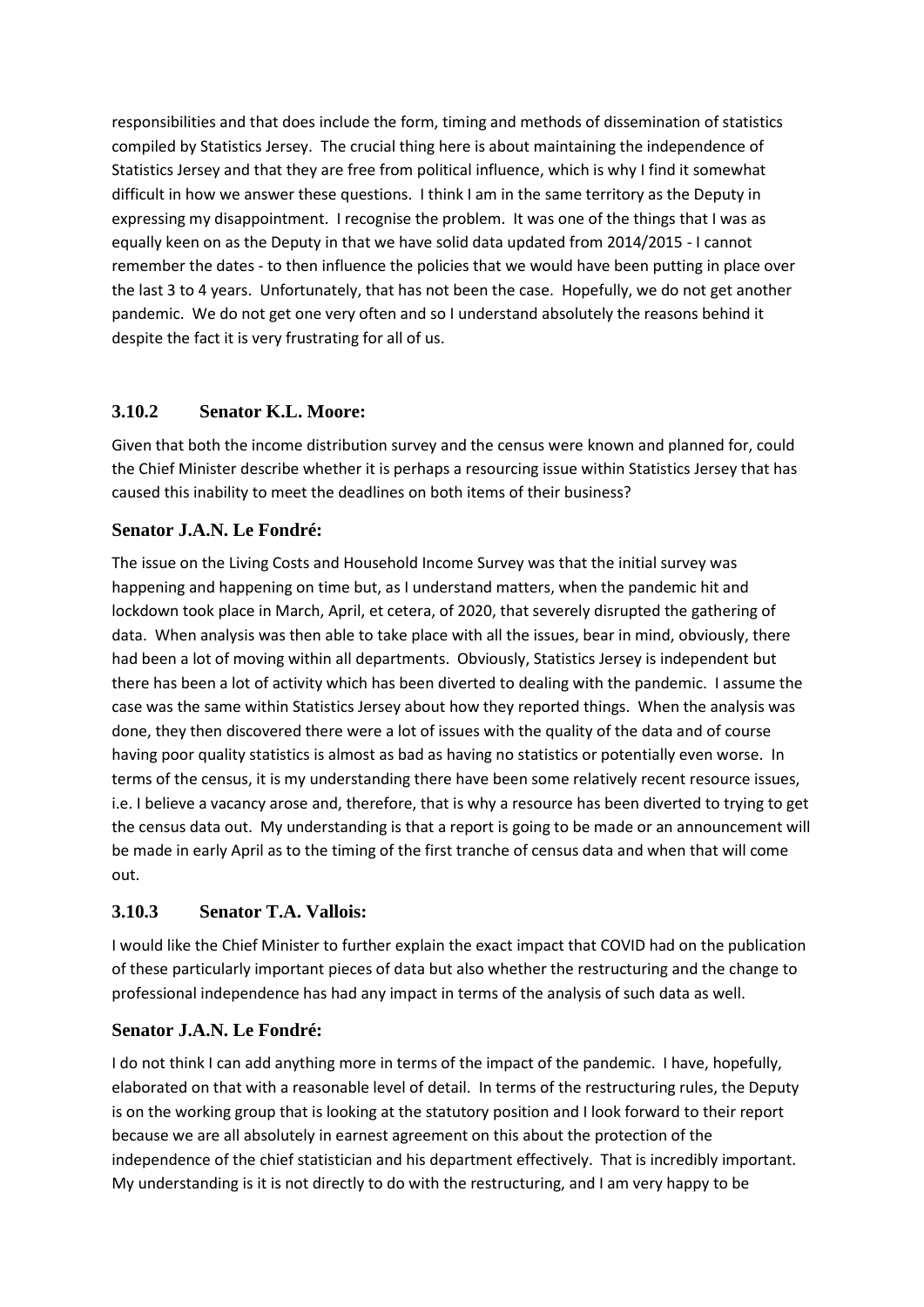responsibilities and that does include the form, timing and methods of dissemination of statistics compiled by Statistics Jersey. The crucial thing here is about maintaining the independence of Statistics Jersey and that they are free from political influence, which is why I find it somewhat difficult in how we answer these questions. I think I am in the same territory as the Deputy in expressing my disappointment. I recognise the problem. It was one of the things that I was as equally keen on as the Deputy in that we have solid data updated from 2014/2015 - I cannot remember the dates - to then influence the policies that we would have been putting in place over the last 3 to 4 years. Unfortunately, that has not been the case. Hopefully, we do not get another pandemic. We do not get one very often and so I understand absolutely the reasons behind it despite the fact it is very frustrating for all of us.

### 3.10.2 Senator K.L. Moore:

Given that both the income distribution survey and the census were known and planned for, could the Chief Minister describe whether it is perhaps a resourcing issue within Statistics Jersey that has caused this inability to meet the deadlines on both items of their business?

### Senator J.A.N. Le Fondré:

The issue on the Living Costs and Household Income Survey was that the initial survey was happening and happening on time but, as I understand matters, when the pandemic hit and lockdown took place in March, April, et cetera, of 2020, that severely disrupted the gathering of data. When analysis was then able to take place with all the issues, bear in mind, obviously, there had been a lot of moving within all departments. Obviously, Statistics Jersey is independent but there has been a lot of activity which has been diverted to dealing with the pandemic. I assume the case was the same within Statistics Jersey about how they reported things. When the analysis was done, they then discovered there were a lot of issues with the quality of the data and of course having poor quality statistics is almost as bad as having no statistics or potentially even worse. In terms of the census, it is my understanding there have been some relatively recent resource issues, i.e. I believe a vacancy arose and, therefore, that is why a resource has been diverted to trying to get the census data out. My understanding is that a report is going to be made or an announcement will be made in early April as to the timing of the first tranche of census data and when that will come out.

### 3.10.3 Senator T.A. Vallois:

I would like the Chief Minister to further explain the exact impact that COVID had on the publication of these particularly important pieces of data but also whether the restructuring and the change to professional independence has had any impact in terms of the analysis of such data as well.

### Senator J.A.N. Le Fondré:

I do not think I can add anything more in terms of the impact of the pandemic. I have, hopefully, elaborated on that with a reasonable level of detail. In terms of the restructuring rules, the Deputy is on the working group that is looking at the statutory position and I look forward to their report because we are all absolutely in earnest agreement on this about the protection of the independence of the chief statistician and his department effectively. That is incredibly important. My understanding is it is not directly to do with the restructuring, and I am very happy to be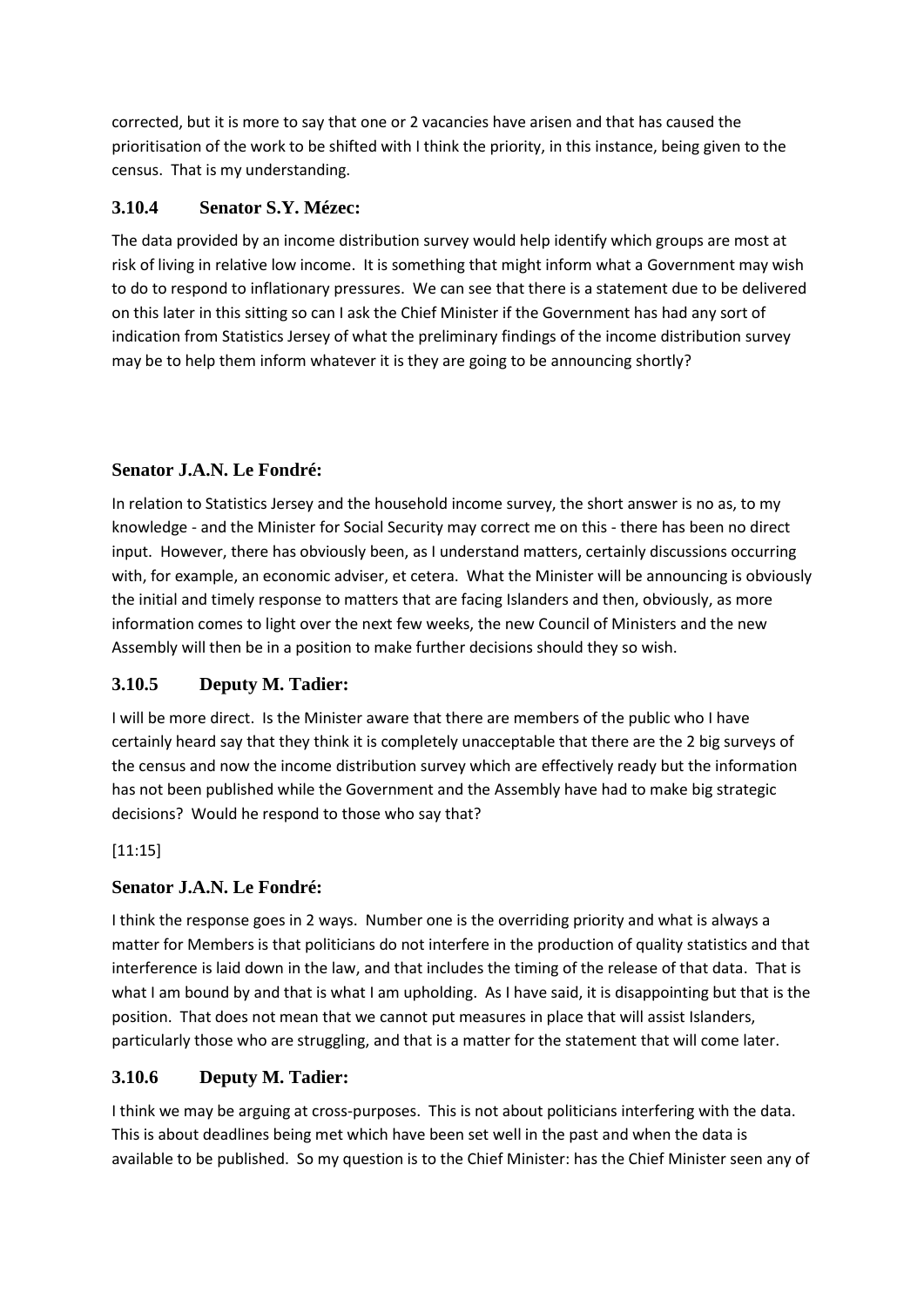corrected, but it is more to say that one or 2 vacancies have arisen and that has caused the prioritisation of the work to be shifted with I think the priority, in this instance, being given to the census. That is my understanding.

### 3.10.4 Senator S.Y. Mézec:

The data provided by an income distribution survey would help identify which groups are most at risk of living in relative low income. It is something that might inform what a Government may wish to do to respond to inflationary pressures. We can see that there is a statement due to be delivered on this later in this sitting so can I ask the Chief Minister if the Government has had any sort of indication from Statistics Jersey of what the preliminary findings of the income distribution survey may be to help them inform whatever it is they are going to be announcing shortly?

### Senator J.A.N. Le Fondré:

In relation to Statistics Jersey and the household income survey, the short answer is no as, to my knowledge - and the Minister for Social Security may correct me on this - there has been no direct input. However, there has obviously been, as I understand matters, certainly discussions occurring with, for example, an economic adviser, et cetera. What the Minister will be announcing is obviously the initial and timely response to matters that are facing Islanders and then, obviously, as more information comes to light over the next few weeks, the new Council of Ministers and the new Assembly will then be in a position to make further decisions should they so wish.

### 3.10.5 Deputy M. Tadier:

I will be more direct. Is the Minister aware that there are members of the public who I have certainly heard say that they think it is completely unacceptable that there are the 2 big surveys of the census and now the income distribution survey which are effectively ready but the information has not been published while the Government and the Assembly have had to make big strategic decisions? Would he respond to those who say that?

[11:15]

### Senator J.A.N. Le Fondré:

I think the response goes in 2 ways. Number one is the overriding priority and what is always a matter for Members is that politicians do not interfere in the production of quality statistics and that interference is laid down in the law, and that includes the timing of the release of that data. That is what I am bound by and that is what I am upholding. As I have said, it is disappointing but that is the position. That does not mean that we cannot put measures in place that will assist Islanders, particularly those who are struggling, and that is a matter for the statement that will come later.

### 3.10.6 Deputy M. Tadier:

I think we may be arguing at cross-purposes. This is not about politicians interfering with the data. This is about deadlines being met which have been set well in the past and when the data is available to be published. So my question is to the Chief Minister: has the Chief Minister seen any of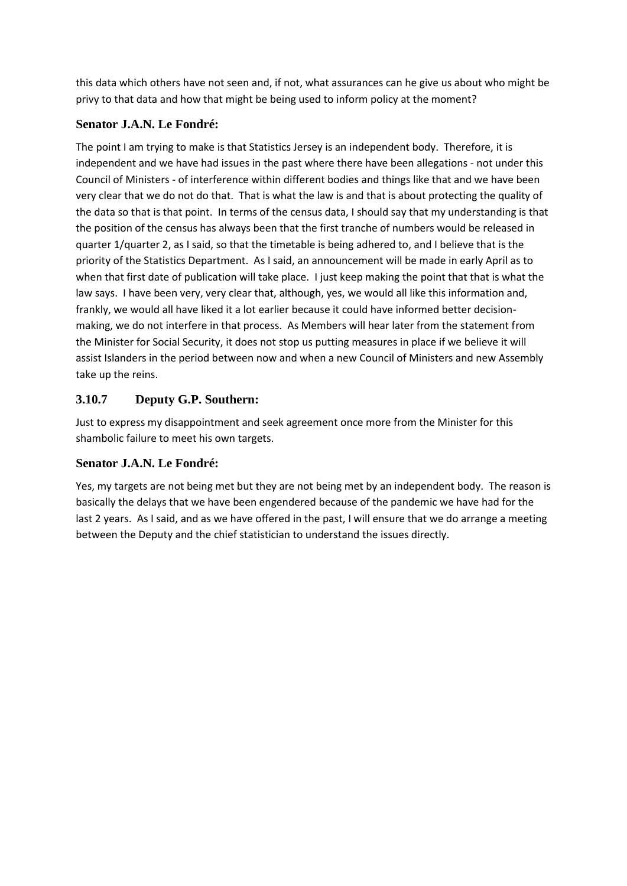this data which others have not seen and, if not, what assurances can he give us about who might be privy to that data and how that might be being used to inform policy at the moment?

### Senator J.A.N. Le Fondré:

The point I am trying to make is that Statistics Jersey is an independent body. Therefore, it is independent and we have had issues in the past where there have been allegations - not under this Council of Ministers - of interference within different bodies and things like that and we have been very clear that we do not do that. That is what the law is and that is about protecting the quality of the data so that is that point. In terms of the census data, I should say that my understanding is that the position of the census has always been that the first tranche of numbers would be released in quarter 1/quarter 2, as I said, so that the timetable is being adhered to, and I believe that is the priority of the Statistics Department. As I said, an announcement will be made in early April as to when that first date of publication will take place. I just keep making the point that that is what the law says. I have been very, very clear that, although, yes, we would all like this information and, frankly, we would all have liked it a lot earlier because it could have informed better decision-making, we do not interfere in that process. As Members will hear later from the statement from the Minister for Social Security, it does not stop us putting measures in place if we believe it will assist Islanders in the period between now and when a new Council of Ministers and new Assembly take up the reins.

## 3.10.7 Deputy G.P. Southern:

Just to express my disappointment and seek agreement once more from the Minister for this shambolic failure to meet his own targets.

### Senator J.A.N. Le Fondré:

Yes, my targets are not being met but they are not being met by an independent body. The reason is basically the delays that we have been engendered because of the pandemic we have had for the last 2 years. As I said, and as we have offered in the past, I will ensure that we do arrange a meeting between the Deputy and the chief statistician to understand the issues directly.